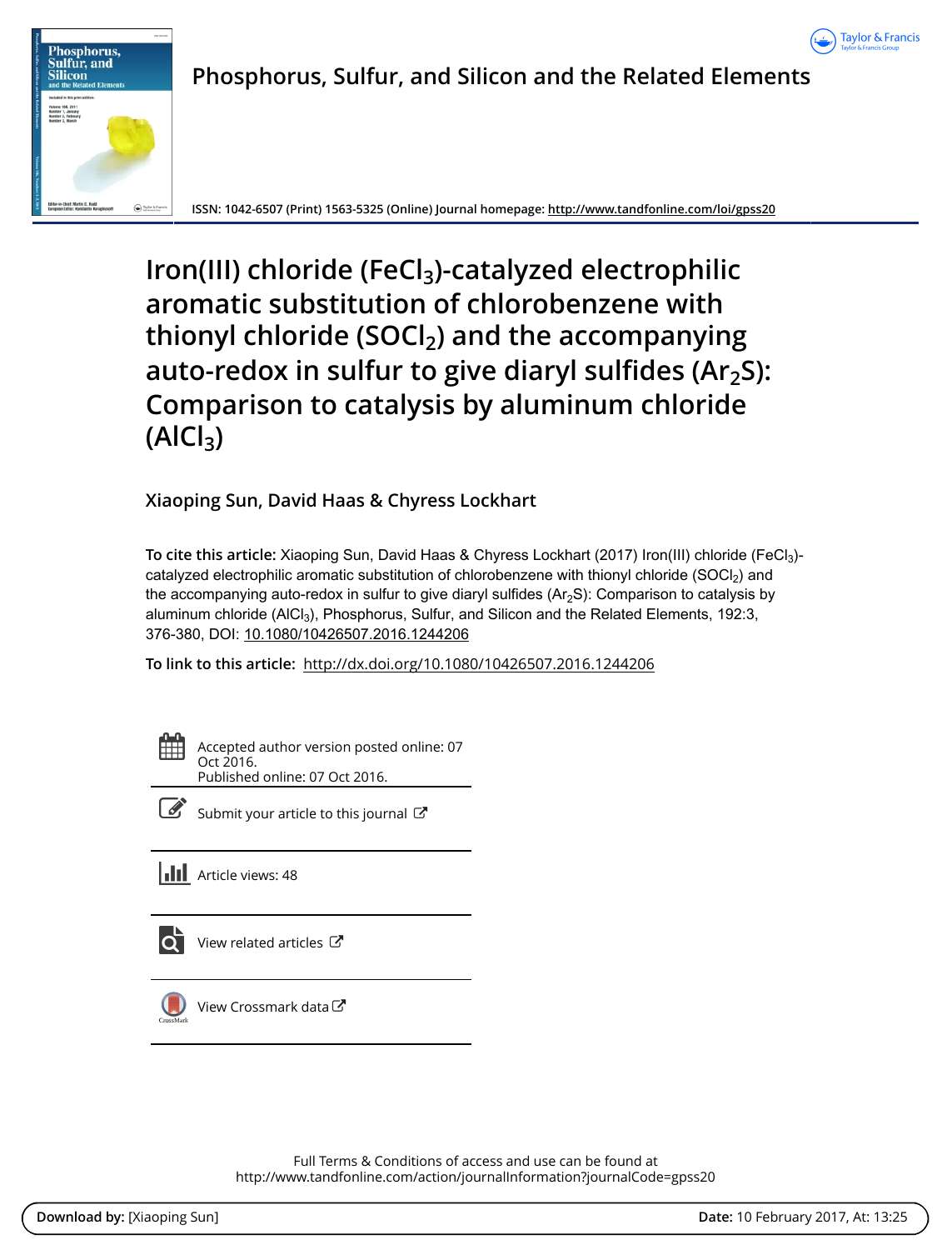# Phosphorus, Sulfur, and Silicon and the Related Elements

ISSN: 1042-6507 (Print) 1563-5325 (Online) Journal homepage: http://www.tandfonline.com/loi/gpss20

# Iron(III) chloride ($FeCl_3$)-catalyzed electrophilic aromatic substitution of chlorobenzene with thionyl chloride ($SOCl_2$) and the accompanying auto-redox in sulfur to give diaryl sulfides ($Ar_2S$): Comparison to catalysis by aluminum chloride ($AlCl_3$)

Xiaoping Sun, David Haas & Chyress Lockhart

**To cite this article:** Xiaoping Sun, David Haas & Chyress Lockhart (2017) Iron(III) chloride ($FeCl_3$)-catalyzed electrophilic aromatic substitution of chlorobenzene with thionyl chloride ($SOCl_2$) and the accompanying auto-redox in sulfur to give diaryl sulfides ($Ar_2S$): Comparison to catalysis by aluminum chloride ($AlCl_3$), Phosphorus, Sulfur, and Silicon and the Related Elements, 192:3, 376-380, DOI: 10.1080/10426507.2016.1244206

**To link to this article:** http://dx.doi.org/10.1080/10426507.2016.1244206

Accepted author version posted online: 07 Oct 2016.
Published online: 07 Oct 2016.

Submit your article to this journal

Article views: 48

View related articles

View Crossmark data

Full Terms & Conditions of access and use can be found at
http://www.tandfonline.com/action/journalInformation?journalCode=gpss20

**Download by:** [Xiaoping Sun] **Date:** 10 February 2017, At: 13:25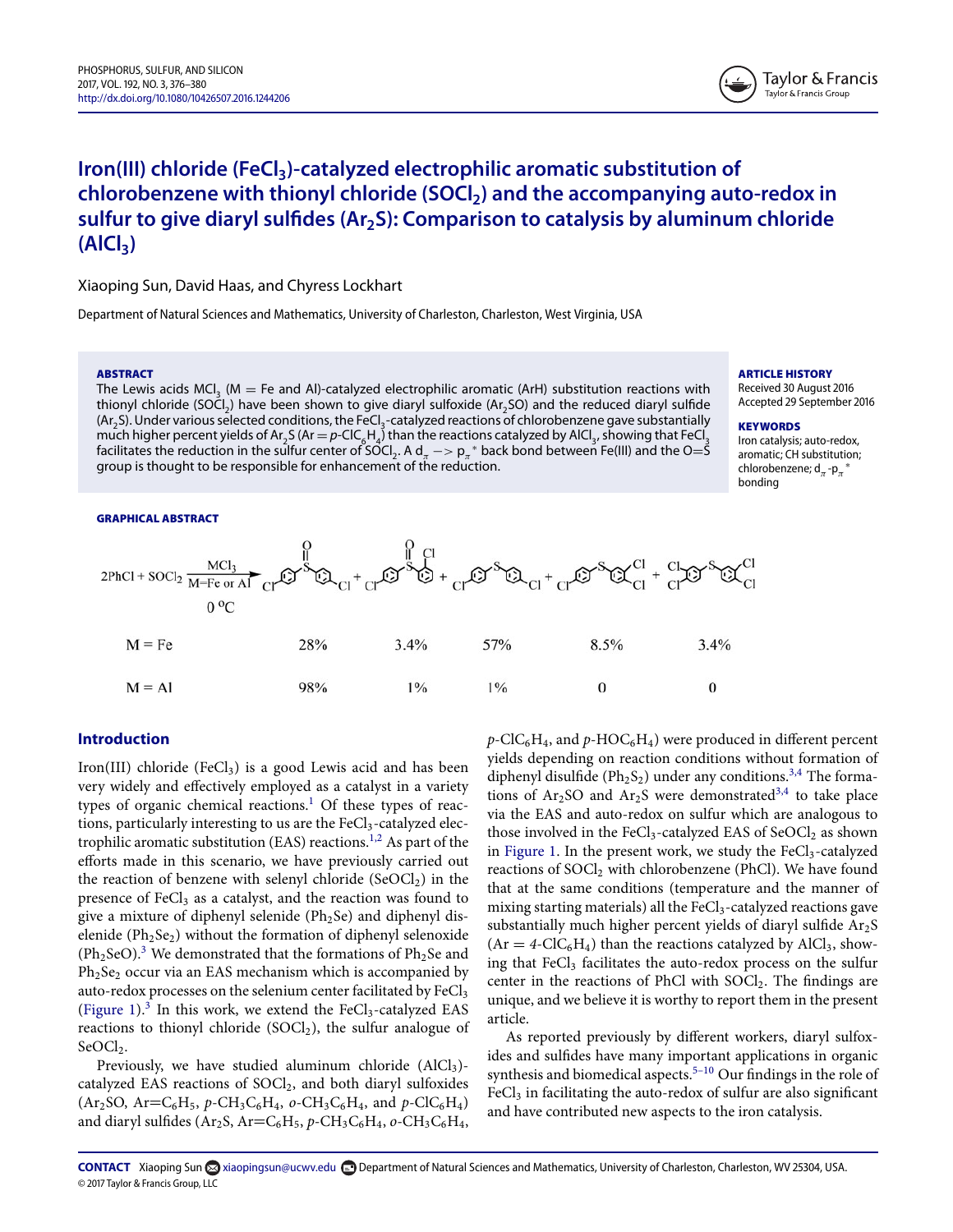# Iron(III) chloride ($FeCl_3$)-catalyzed electrophilic aromatic substitution of chlorobenzene with thionyl chloride ($SOCl_2$) and the accompanying auto-redox in sulfur to give diaryl sulfides ($Ar_2S$): Comparison to catalysis by aluminum chloride ($AlCl_3$)

Xiaoping Sun, David Haas, and Chyress Lockhart

Department of Natural Sciences and Mathematics, University of Charleston, Charleston, West Virginia, USA

**ABSTRACT**

The Lewis acids $MCl_3$ (M = Fe and Al)-catalyzed electrophilic aromatic (ArH) substitution reactions with thionyl chloride ($SOCl_2$) have been shown to give diaryl sulfoxide ($Ar_2SO$) and the reduced diaryl sulfide ($Ar_2S$). Under various selected conditions, the $FeCl_3$-catalyzed reactions of chlorobenzene gave substantially much higher percent yields of $Ar_2S$ (Ar = $p$-$ClC_6H_4$) than the reactions catalyzed by $AlCl_3$, showing that $FeCl_3$ facilitates the reduction in the sulfur center of $SOCl_2$. A $d_\pi \rightarrow p_\pi{}^*$ back bond between Fe(III) and the O=S group is thought to be responsible for enhancement of the reduction.

**ARTICLE HISTORY**

Received 30 August 2016
Accepted 29 September 2016

**KEYWORDS**

Iron catalysis; auto-redox, aromatic; CH substitution; chlorobenzene; $d_\pi$-$p_\pi{}^*$ bonding

**GRAPHICAL ABSTRACT**

$$2PhCl + SOCl_2 \xrightarrow[M=\text{Fe or Al},\ 0\,^{o}C]{MCl_3}$$

| | $(p\text{-}ClC_6H_4)_2SO$ | $(p\text{-}ClC_6H_4)(o\text{-}ClC_6H_4)SO$ | $(p\text{-}ClC_6H_4)_2S$ | $(p\text{-}ClC_6H_4)(3,4\text{-}Cl_2C_6H_3)S$ | $(3,4\text{-}Cl_2C_6H_3)_2S$ |
|---|---|---|---|---|---|
| M = Fe | 28% | 3.4% | 57% | 8.5% | 3.4% |
| M = Al | 98% | 1% | 1% | 0 | 0 |

## Introduction

Iron(III) chloride ($FeCl_3$) is a good Lewis acid and has been very widely and effectively employed as a catalyst in a variety types of organic chemical reactions.[1] Of these types of reactions, particularly interesting to us are the $FeCl_3$-catalyzed electrophilic aromatic substitution (EAS) reactions.[1,2] As part of the efforts made in this scenario, we have previously carried out the reaction of benzene with selenyl chloride ($SeOCl_2$) in the presence of $FeCl_3$ as a catalyst, and the reaction was found to give a mixture of diphenyl selenide ($Ph_2Se$) and diphenyl diselenide ($Ph_2Se_2$) without the formation of diphenyl selenoxide ($Ph_2SeO$).[3] We demonstrated that the formations of $Ph_2Se$ and $Ph_2Se_2$ occur via an EAS mechanism which is accompanied by auto-redox processes on the selenium center facilitated by $FeCl_3$ (Figure 1).[3] In this work, we extend the $FeCl_3$-catalyzed EAS reactions to thionyl chloride ($SOCl_2$), the sulfur analogue of $SeOCl_2$.

Previously, we have studied aluminum chloride ($AlCl_3$)-catalyzed EAS reactions of $SOCl_2$, and both diaryl sulfoxides ($Ar_2SO$, Ar=$C_6H_5$, $p$-$CH_3C_6H_4$, $o$-$CH_3C_6H_4$, and $p$-$ClC_6H_4$) and diaryl sulfides ($Ar_2S$, Ar=$C_6H_5$, $p$-$CH_3C_6H_4$, $o$-$CH_3C_6H_4$, $p$-$ClC_6H_4$, and $p$-$HOC_6H_4$) were produced in different percent yields depending on reaction conditions without formation of diphenyl disulfide ($Ph_2S_2$) under any conditions.[3,4] The formations of $Ar_2SO$ and $Ar_2S$ were demonstrated[3,4] to take place via the EAS and auto-redox on sulfur which are analogous to those involved in the $FeCl_3$-catalyzed EAS of $SeOCl_2$ as shown in Figure 1. In the present work, we study the $FeCl_3$-catalyzed reactions of $SOCl_2$ with chlorobenzene (PhCl). We have found that at the same conditions (temperature and the manner of mixing starting materials) all the $FeCl_3$-catalyzed reactions gave substantially much higher percent yields of diaryl sulfide $Ar_2S$ (Ar = 4-$ClC_6H_4$) than the reactions catalyzed by $AlCl_3$, showing that $FeCl_3$ facilitates the auto-redox process on the sulfur center in the reactions of PhCl with $SOCl_2$. The findings are unique, and we believe it is worthy to report them in the present article.

As reported previously by different workers, diaryl sulfoxides and sulfides have many important applications in organic synthesis and biomedical aspects.[5–10] Our findings in the role of $FeCl_3$ in facilitating the auto-redox of sulfur are also significant and have contributed new aspects to the iron catalysis.

**CONTACT** Xiaoping Sun xiaopingsun@ucwv.edu Department of Natural Sciences and Mathematics, University of Charleston, Charleston, WV 25304, USA.

© 2017 Taylor & Francis Group, LLC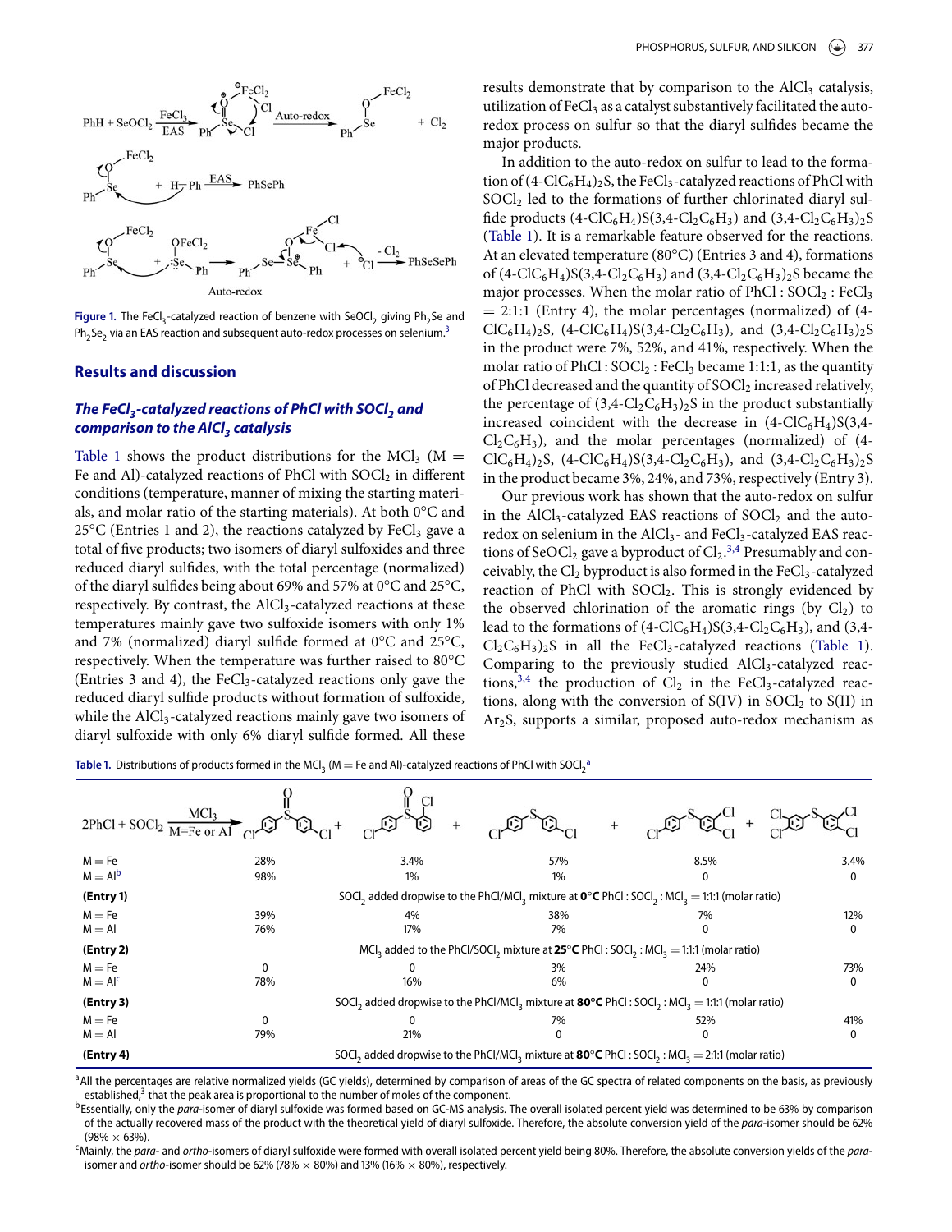Figure 1. The $FeCl_3$-catalyzed reaction of benzene with $SeOCl_2$ giving $Ph_2Se$ and $Ph_2Se_2$ via an EAS reaction and subsequent auto-redox processes on selenium.[3]

## Results and discussion

### The $FeCl_3$-catalyzed reactions of PhCl with $SOCl_2$ and comparison to the $AlCl_3$ catalysis

Table 1 shows the product distributions for the $MCl_3$ (M = Fe and Al)-catalyzed reactions of PhCl with $SOCl_2$ in different conditions (temperature, manner of mixing the starting materials, and molar ratio of the starting materials). At both 0°C and 25°C (Entries 1 and 2), the reactions catalyzed by $FeCl_3$ gave a total of five products; two isomers of diaryl sulfoxides and three reduced diaryl sulfides, with the total percentage (normalized) of the diaryl sulfides being about 69% and 57% at 0°C and 25°C, respectively. By contrast, the $AlCl_3$-catalyzed reactions at these temperatures mainly gave two sulfoxide isomers with only 1% and 7% (normalized) diaryl sulfide formed at 0°C and 25°C, respectively. When the temperature was further raised to 80°C (Entries 3 and 4), the $FeCl_3$-catalyzed reactions only gave the reduced diaryl sulfide products without formation of sulfoxide, while the $AlCl_3$-catalyzed reactions mainly gave two isomers of diaryl sulfoxide with only 6% diaryl sulfide formed. All these results demonstrate that by comparison to the $AlCl_3$ catalysis, utilization of $FeCl_3$ as a catalyst substantively facilitated the auto-redox process on sulfur so that the diaryl sulfides became the major products.

In addition to the auto-redox on sulfur to lead to the formation of $(4\text{-}ClC_6H_4)_2S$, the $FeCl_3$-catalyzed reactions of PhCl with $SOCl_2$ led to the formations of further chlorinated diaryl sulfide products $(4\text{-}ClC_6H_4)S(3,4\text{-}Cl_2C_6H_3)$ and $(3,4\text{-}Cl_2C_6H_3)_2S$ (Table 1). It is a remarkable feature observed for the reactions. At an elevated temperature (80°C) (Entries 3 and 4), formations of $(4\text{-}ClC_6H_4)S(3,4\text{-}Cl_2C_6H_3)$ and $(3,4\text{-}Cl_2C_6H_3)_2S$ became the major processes. When the molar ratio of PhCl : $SOCl_2$ : $FeCl_3$ = 2:1:1 (Entry 4), the molar percentages (normalized) of $(4\text{-}ClC_6H_4)_2S$, $(4\text{-}ClC_6H_4)S(3,4\text{-}Cl_2C_6H_3)$, and $(3,4\text{-}Cl_2C_6H_3)_2S$ in the product were 7%, 52%, and 41%, respectively. When the molar ratio of PhCl : $SOCl_2$ : $FeCl_3$ became 1:1:1, as the quantity of PhCl decreased and the quantity of $SOCl_2$ increased relatively, the percentage of $(3,4\text{-}Cl_2C_6H_3)_2S$ in the product substantially increased coincident with the decrease in $(4\text{-}ClC_6H_4)S(3,4\text{-}Cl_2C_6H_3)$, and the molar percentages (normalized) of $(4\text{-}ClC_6H_4)_2S$, $(4\text{-}ClC_6H_4)S(3,4\text{-}Cl_2C_6H_3)$, and $(3,4\text{-}Cl_2C_6H_3)_2S$ in the product became 3%, 24%, and 73%, respectively (Entry 3).

Our previous work has shown that the auto-redox on sulfur in the $AlCl_3$-catalyzed EAS reactions of $SOCl_2$ and the auto-redox on selenium in the $AlCl_3$- and $FeCl_3$-catalyzed EAS reactions of $SeOCl_2$ gave a byproduct of $Cl_2$.[3,4] Presumably and conceivably, the $Cl_2$ byproduct is also formed in the $FeCl_3$-catalyzed reaction of PhCl with $SOCl_2$. This is strongly evidenced by the observed chlorination of the aromatic rings (by $Cl_2$) to lead to the formations of $(4\text{-}ClC_6H_4)S(3,4\text{-}Cl_2C_6H_3)$, and $(3,4\text{-}Cl_2C_6H_3)_2S$ in all the $FeCl_3$-catalyzed reactions (Table 1). Comparing to the previously studied $AlCl_3$-catalyzed reactions,[3,4] the production of $Cl_2$ in the $FeCl_3$-catalyzed reactions, along with the conversion of S(IV) in $SOCl_2$ to S(II) in $Ar_2S$, supports a similar, proposed auto-redox mechanism as

Table 1. Distributions of products formed in the $MCl_3$ (M = Fe and Al)-catalyzed reactions of PhCl with $SOCl_2$[a]

| $2PhCl + SOCl_2 \xrightarrow[M=Fe\ or\ Al]{MCl_3}$ | $(4\text{-}ClC_6H_4)_2SO$ + | $(4\text{-}ClC_6H_4)(2\text{-}ClC_6H_4)SO$ + | $(4\text{-}ClC_6H_4)_2S$ + | $(4\text{-}ClC_6H_4)S(3,4\text{-}Cl_2C_6H_3)$ + | $(3,4\text{-}Cl_2C_6H_3)_2S$ |
|---|---|---|---|---|---|
| M = Fe | 28% | 3.4% | 57% | 8.5% | 3.4% |
| M = Al[b] | 98% | 1% | 1% | 0 | 0 |
| **(Entry 1)** | $SOCl_2$ added dropwise to the PhCl/$MCl_3$ mixture at **0°C** PhCl : $SOCl_2$ : $MCl_3$ = 1:1:1 (molar ratio) | | | | |
| M = Fe | 39% | 4% | 38% | 7% | 12% |
| M = Al | 76% | 17% | 7% | 0 | 0 |
| **(Entry 2)** | $MCl_3$ added to the PhCl/$SOCl_2$ mixture at **25°C** PhCl : $SOCl_2$ : $MCl_3$ = 1:1:1 (molar ratio) | | | | |
| M = Fe | 0 | 0 | 3% | 24% | 73% |
| M = Al[c] | 78% | 16% | 6% | 0 | 0 |
| **(Entry 3)** | $SOCl_2$ added dropwise to the PhCl/$MCl_3$ mixture at **80°C** PhCl : $SOCl_2$ : $MCl_3$ = 1:1:1 (molar ratio) | | | | |
| M = Fe | 0 | 0 | 7% | 52% | 41% |
| M = Al | 79% | 21% | 0 | 0 | 0 |
| **(Entry 4)** | $SOCl_2$ added dropwise to the PhCl/$MCl_3$ mixture at **80°C** PhCl : $SOCl_2$ : $MCl_3$ = 2:1:1 (molar ratio) | | | | |

[a]All the percentages are relative normalized yields (GC yields), determined by comparison of areas of the GC spectra of related components on the basis, as previously established,[3] that the peak area is proportional to the number of moles of the component.

[b]Essentially, only the *para*-isomer of diaryl sulfoxide was formed based on GC-MS analysis. The overall isolated percent yield was determined to be 63% by comparison of the actually recovered mass of the product with the theoretical yield of diaryl sulfoxide. Therefore, the absolute conversion yield of the *para*-isomer should be 62% (98% × 63%).

[c]Mainly, the *para*- and *ortho*-isomers of diaryl sulfoxide were formed with overall isolated percent yield being 80%. Therefore, the absolute conversion yields of the *para*-isomer and *ortho*-isomer should be 62% (78% × 80%) and 13% (16% × 80%), respectively.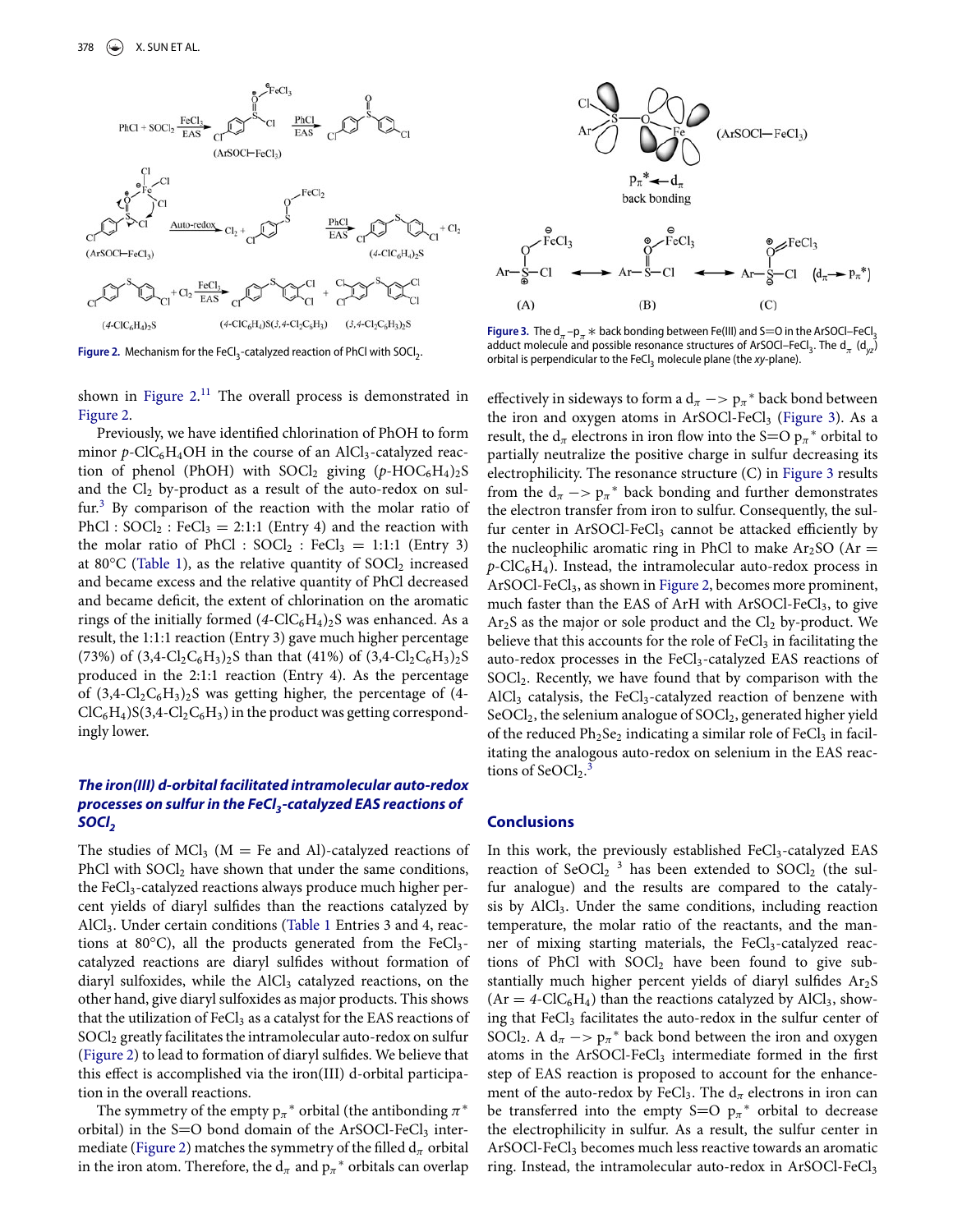Figure 2. Mechanism for the $FeCl_3$-catalyzed reaction of PhCl with $SOCl_2$.

shown in Figure 2.[11] The overall process is demonstrated in Figure 2.

Previously, we have identified chlorination of PhOH to form minor $p$-$ClC_6H_4OH$ in the course of an $AlCl_3$-catalyzed reaction of phenol (PhOH) with $SOCl_2$ giving $(p\text{-}HOC_6H_4)_2S$ and the $Cl_2$ by-product as a result of the auto-redox on sulfur.[3] By comparison of the reaction with the molar ratio of PhCl : $SOCl_2$ : $FeCl_3$ = 2:1:1 (Entry 4) and the reaction with the molar ratio of PhCl : $SOCl_2$ : $FeCl_3$ = 1:1:1 (Entry 3) at 80°C (Table 1), as the relative quantity of $SOCl_2$ increased and became excess and the relative quantity of PhCl decreased and became deficit, the extent of chlorination on the aromatic rings of the initially formed $(4\text{-}ClC_6H_4)_2S$ was enhanced. As a result, the 1:1:1 reaction (Entry 3) gave much higher percentage (73%) of $(3,4\text{-}Cl_2C_6H_3)_2S$ than that (41%) of $(3,4\text{-}Cl_2C_6H_3)_2S$ produced in the 2:1:1 reaction (Entry 4). As the percentage of $(3,4\text{-}Cl_2C_6H_3)_2S$ was getting higher, the percentage of $(4\text{-}ClC_6H_4)S(3,4\text{-}Cl_2C_6H_3)$ in the product was getting correspondingly lower.

## The iron(III) d-orbital facilitated intramolecular auto-redox processes on sulfur in the $FeCl_3$-catalyzed EAS reactions of $SOCl_2$

The studies of $MCl_3$ (M = Fe and Al)-catalyzed reactions of PhCl with $SOCl_2$ have shown that under the same conditions, the $FeCl_3$-catalyzed reactions always produce much higher percent yields of diaryl sulfides than the reactions catalyzed by $AlCl_3$. Under certain conditions (Table 1 Entries 3 and 4, reactions at 80°C), all the products generated from the $FeCl_3$-catalyzed reactions are diaryl sulfides without formation of diaryl sulfoxides, while the $AlCl_3$ catalyzed reactions, on the other hand, give diaryl sulfoxides as major products. This shows that the utilization of $FeCl_3$ as a catalyst for the EAS reactions of $SOCl_2$ greatly facilitates the intramolecular auto-redox on sulfur (Figure 2) to lead to formation of diaryl sulfides. We believe that this effect is accomplished via the iron(III) d-orbital participation in the overall reactions.

The symmetry of the empty $p_\pi{}^*$ orbital (the antibonding $\pi^*$ orbital) in the S=O bond domain of the $ArSOCl\text{-}FeCl_3$ intermediate (Figure 2) matches the symmetry of the filled $d_\pi$ orbital in the iron atom. Therefore, the $d_\pi$ and $p_\pi{}^*$ orbitals can overlap effectively in sideways to form a $d_\pi \rightarrow p_\pi{}^*$ back bond between the iron and oxygen atoms in $ArSOCl\text{-}FeCl_3$ (Figure 3). As a result, the $d_\pi$ electrons in iron flow into the S=O $p_\pi{}^*$ orbital to partially neutralize the positive charge in sulfur decreasing its electrophilicity. The resonance structure (C) in Figure 3 results from the $d_\pi \rightarrow p_\pi{}^*$ back bonding and further demonstrates the electron transfer from iron to sulfur. Consequently, the sulfur center in $ArSOCl\text{-}FeCl_3$ cannot be attacked efficiently by the nucleophilic aromatic ring in PhCl to make $Ar_2SO$ (Ar = $p$-$ClC_6H_4$). Instead, the intramolecular auto-redox process in $ArSOCl\text{-}FeCl_3$, as shown in Figure 2, becomes more prominent, much faster than the EAS of ArH with $ArSOCl\text{-}FeCl_3$, to give $Ar_2S$ as the major or sole product and the $Cl_2$ by-product. We believe that this accounts for the role of $FeCl_3$ in facilitating the auto-redox processes in the $FeCl_3$-catalyzed EAS reactions of $SOCl_2$. Recently, we have found that by comparison with the $AlCl_3$ catalysis, the $FeCl_3$-catalyzed reaction of benzene with $SeOCl_2$, the selenium analogue of $SOCl_2$, generated higher yield of the reduced $Ph_2Se_2$ indicating a similar role of $FeCl_3$ in facilitating the analogous auto-redox on selenium in the EAS reactions of $SeOCl_2$.[3]

Figure 3. The $d_\pi$–$p_\pi{}^*$ back bonding between Fe(III) and S=O in the $ArSOCl\text{–}FeCl_3$ adduct molecule and possible resonance structures of $ArSOCl\text{–}FeCl_3$. The $d_\pi$ ($d_{yz}$) orbital is perpendicular to the $FeCl_3$ molecule plane (the $xy$-plane).

## Conclusions

In this work, the previously established $FeCl_3$-catalyzed EAS reaction of $SeOCl_2$ [3] has been extended to $SOCl_2$ (the sulfur analogue) and the results are compared to the catalysis by $AlCl_3$. Under the same conditions, including reaction temperature, the molar ratio of the reactants, and the manner of mixing starting materials, the $FeCl_3$-catalyzed reactions of PhCl with $SOCl_2$ have been found to give substantially much higher percent yields of diaryl sulfides $Ar_2S$ (Ar = $4$-$ClC_6H_4$) than the reactions catalyzed by $AlCl_3$, showing that $FeCl_3$ facilitates the auto-redox in the sulfur center of $SOCl_2$. A $d_\pi \rightarrow p_\pi{}^*$ back bond between the iron and oxygen atoms in the $ArSOCl\text{-}FeCl_3$ intermediate formed in the first step of EAS reaction is proposed to account for the enhancement of the auto-redox by $FeCl_3$. The $d_\pi$ electrons in iron can be transferred into the empty S=O $p_\pi{}^*$ orbital to decrease the electrophilicity in sulfur. As a result, the sulfur center in $ArSOCl\text{-}FeCl_3$ becomes much less reactive towards an aromatic ring. Instead, the intramolecular auto-redox in $ArSOCl\text{-}FeCl_3$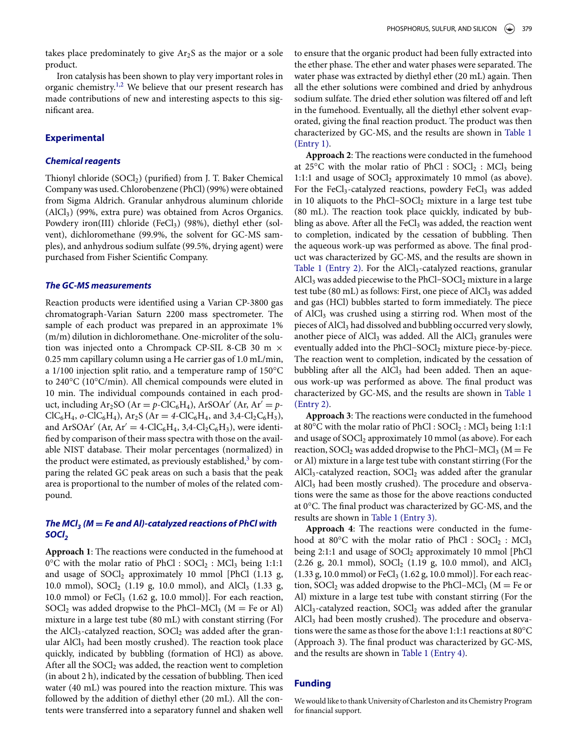takes place predominately to give $Ar_2S$ as the major or a sole product.

Iron catalysis has been shown to play very important roles in organic chemistry.[1,2] We believe that our present research has made contributions of new and interesting aspects to this significant area.

## Experimental

### Chemical reagents

Thionyl chloride ($SOCl_2$) (purified) from J. T. Baker Chemical Company was used. Chlorobenzene (PhCl) (99%) were obtained from Sigma Aldrich. Granular anhydrous aluminum chloride ($AlCl_3$) (99%, extra pure) was obtained from Acros Organics. Powdery iron(III) chloride ($FeCl_3$) (98%), diethyl ether (solvent), dichloromethane (99.9%, the solvent for GC-MS samples), and anhydrous sodium sulfate (99.5%, drying agent) were purchased from Fisher Scientific Company.

### The GC-MS measurements

Reaction products were identified using a Varian CP-3800 gas chromatograph-Varian Saturn 2200 mass spectrometer. The sample of each product was prepared in an approximate 1% (m/m) dilution in dichloromethane. One-microliter of the solution was injected onto a Chrompack CP-SIL 8-CB 30 m × 0.25 mm capillary column using a He carrier gas of 1.0 mL/min, a 1/100 injection split ratio, and a temperature ramp of 150°C to 240°C (10°C/min). All chemical compounds were eluted in 10 min. The individual compounds contained in each product, including $Ar_2SO$ (Ar = p-$ClC_6H_4$), ArSOAr′ (Ar, Ar′ = p-$ClC_6H_4$, o-$ClC_6H_4$), $Ar_2S$ (Ar = 4-$ClC_6H_4$, and 3,4-$Cl_2C_6H_3$), and ArSOAr′ (Ar, Ar′ = 4-$ClC_6H_4$, 3,4-$Cl_2C_6H_3$), were identified by comparison of their mass spectra with those on the available NIST database. Their molar percentages (normalized) in the product were estimated, as previously established,[3] by comparing the related GC peak areas on such a basis that the peak area is proportional to the number of moles of the related compound.

### The $MCl_3$ (M = Fe and Al)-catalyzed reactions of PhCl with $SOCl_2$

**Approach 1**: The reactions were conducted in the fumehood at 0°C with the molar ratio of PhCl : $SOCl_2$ : $MCl_3$ being 1:1:1 and usage of $SOCl_2$ approximately 10 mmol [PhCl (1.13 g, 10.0 mmol), $SOCl_2$ (1.19 g, 10.0 mmol), and $AlCl_3$ (1.33 g, 10.0 mmol) or $FeCl_3$ (1.62 g, 10.0 mmol)]. For each reaction, $SOCl_2$ was added dropwise to the PhCl−$MCl_3$ (M = Fe or Al) mixture in a large test tube (80 mL) with constant stirring (For the $AlCl_3$-catalyzed reaction, $SOCl_2$ was added after the granular $AlCl_3$ had been mostly crushed). The reaction took place quickly, indicated by bubbling (formation of HCl) as above. After all the $SOCl_2$ was added, the reaction went to completion (in about 2 h), indicated by the cessation of bubbling. Then iced water (40 mL) was poured into the reaction mixture. This was followed by the addition of diethyl ether (20 mL). All the contents were transferred into a separatory funnel and shaken well to ensure that the organic product had been fully extracted into the ether phase. The ether and water phases were separated. The water phase was extracted by diethyl ether (20 mL) again. Then all the ether solutions were combined and dried by anhydrous sodium sulfate. The dried ether solution was filtered off and left in the fumehood. Eventually, all the diethyl ether solvent evaporated, giving the final reaction product. The product was then characterized by GC-MS, and the results are shown in Table 1 (Entry 1).

**Approach 2**: The reactions were conducted in the fumehood at 25°C with the molar ratio of PhCl : $SOCl_2$ : $MCl_3$ being 1:1:1 and usage of $SOCl_2$ approximately 10 mmol (as above). For the $FeCl_3$-catalyzed reactions, powdery $FeCl_3$ was added in 10 aliquots to the PhCl−$SOCl_2$ mixture in a large test tube (80 mL). The reaction took place quickly, indicated by bubbling as above. After all the $FeCl_3$ was added, the reaction went to completion, indicated by the cessation of bubbling. Then the aqueous work-up was performed as above. The final product was characterized by GC-MS, and the results are shown in Table 1 (Entry 2). For the $AlCl_3$-catalyzed reactions, granular $AlCl_3$ was added piecewise to the PhCl−$SOCl_2$ mixture in a large test tube (80 mL) as follows: First, one piece of $AlCl_3$ was added and gas (HCl) bubbles started to form immediately. The piece of $AlCl_3$ was crushed using a stirring rod. When most of the pieces of $AlCl_3$ had dissolved and bubbling occurred very slowly, another piece of $AlCl_3$ was added. All the $AlCl_3$ granules were eventually added into the PhCl−$SOCl_2$ mixture piece-by-piece. The reaction went to completion, indicated by the cessation of bubbling after all the $AlCl_3$ had been added. Then an aqueous work-up was performed as above. The final product was characterized by GC-MS, and the results are shown in Table 1 (Entry 2).

**Approach 3**: The reactions were conducted in the fumehood at 80°C with the molar ratio of PhCl : $SOCl_2$ : $MCl_3$ being 1:1:1 and usage of $SOCl_2$ approximately 10 mmol (as above). For each reaction, $SOCl_2$ was added dropwise to the PhCl−$MCl_3$ (M = Fe or Al) mixture in a large test tube with constant stirring (For the $AlCl_3$-catalyzed reaction, $SOCl_2$ was added after the granular $AlCl_3$ had been mostly crushed). The procedure and observations were the same as those for the above reactions conducted at 0°C. The final product was characterized by GC-MS, and the results are shown in Table 1 (Entry 3).

**Approach 4**: The reactions were conducted in the fumehood at 80°C with the molar ratio of PhCl : $SOCl_2$ : $MCl_3$ being 2:1:1 and usage of $SOCl_2$ approximately 10 mmol [PhCl (2.26 g, 20.1 mmol), $SOCl_2$ (1.19 g, 10.0 mmol), and $AlCl_3$ (1.33 g, 10.0 mmol) or $FeCl_3$ (1.62 g, 10.0 mmol)]. For each reaction, $SOCl_2$ was added dropwise to the PhCl−$MCl_3$ (M = Fe or Al) mixture in a large test tube with constant stirring (For the $AlCl_3$-catalyzed reaction, $SOCl_2$ was added after the granular $AlCl_3$ had been mostly crushed). The procedure and observations were the same as those for the above 1:1:1 reactions at 80°C (Approach 3). The final product was characterized by GC-MS, and the results are shown in Table 1 (Entry 4).

## Funding

We would like to thank University of Charleston and its Chemistry Program for financial support.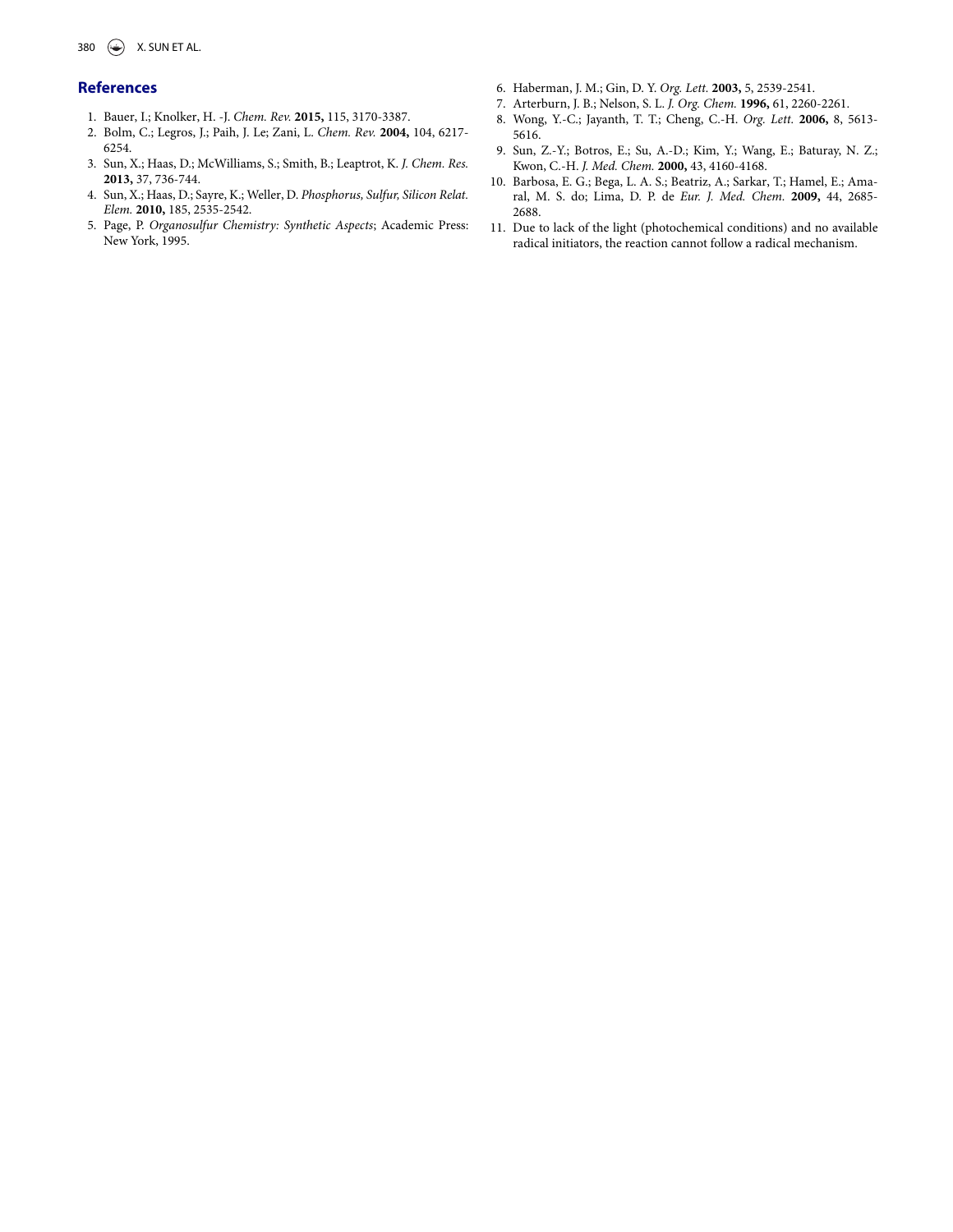## References

1. Bauer, I.; Knolker, H. -J. *Chem. Rev.* **2015,** 115, 3170-3387.
2. Bolm, C.; Legros, J.; Paih, J. Le; Zani, L. *Chem. Rev.* **2004,** 104, 6217-6254.
3. Sun, X.; Haas, D.; McWilliams, S.; Smith, B.; Leaptrot, K. *J. Chem. Res.* **2013,** 37, 736-744.
4. Sun, X.; Haas, D.; Sayre, K.; Weller, D. *Phosphorus, Sulfur, Silicon Relat. Elem.* **2010,** 185, 2535-2542.
5. Page, P. *Organosulfur Chemistry: Synthetic Aspects*; Academic Press: New York, 1995.
6. Haberman, J. M.; Gin, D. Y. *Org. Lett.* **2003,** 5, 2539-2541.
7. Arterburn, J. B.; Nelson, S. L. *J. Org. Chem.* **1996,** 61, 2260-2261.
8. Wong, Y.-C.; Jayanth, T. T.; Cheng, C.-H. *Org. Lett.* **2006,** 8, 5613-5616.
9. Sun, Z.-Y.; Botros, E.; Su, A.-D.; Kim, Y.; Wang, E.; Baturay, N. Z.; Kwon, C.-H. *J. Med. Chem.* **2000,** 43, 4160-4168.
10. Barbosa, E. G.; Bega, L. A. S.; Beatriz, A.; Sarkar, T.; Hamel, E.; Amaral, M. S. do; Lima, D. P. de *Eur. J. Med. Chem.* **2009,** 44, 2685-2688.
11. Due to lack of the light (photochemical conditions) and no available radical initiators, the reaction cannot follow a radical mechanism.